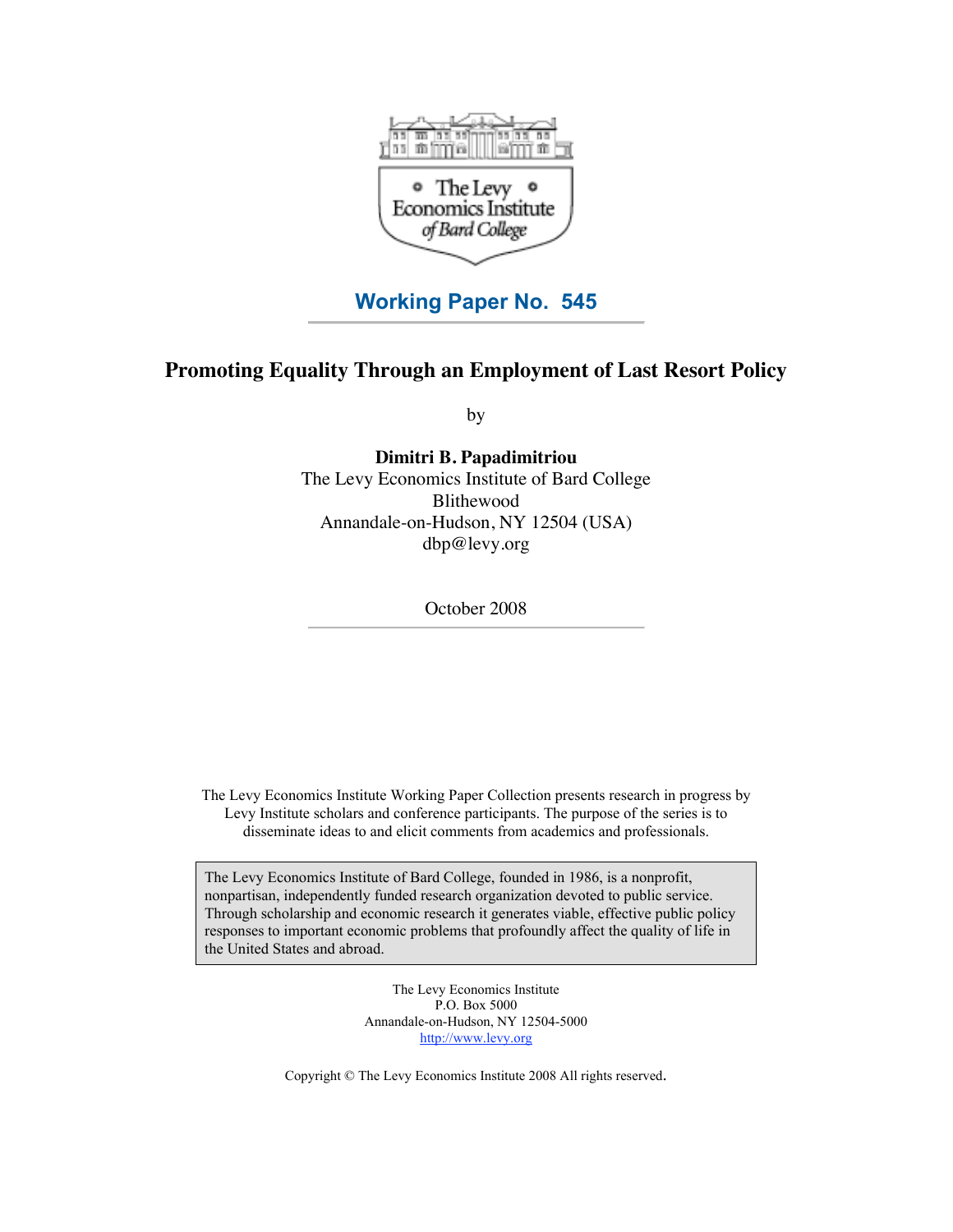The Levy Economics Institute of Bard College

**Working Paper No. 545**

# Promoting Equality Through an Employment of Last Resort Policy

by

**Dimitri B. Papadimitriou**
The Levy Economics Institute of Bard College
Blithewood
Annandale-on-Hudson, NY 12504 (USA)
dbp@levy.org

October 2008

The Levy Economics Institute Working Paper Collection presents research in progress by Levy Institute scholars and conference participants. The purpose of the series is to disseminate ideas to and elicit comments from academics and professionals.

The Levy Economics Institute of Bard College, founded in 1986, is a nonprofit, nonpartisan, independently funded research organization devoted to public service. Through scholarship and economic research it generates viable, effective public policy responses to important economic problems that profoundly affect the quality of life in the United States and abroad.

The Levy Economics Institute
P.O. Box 5000
Annandale-on-Hudson, NY 12504-5000
http://www.levy.org

Copyright © The Levy Economics Institute 2008 All rights reserved.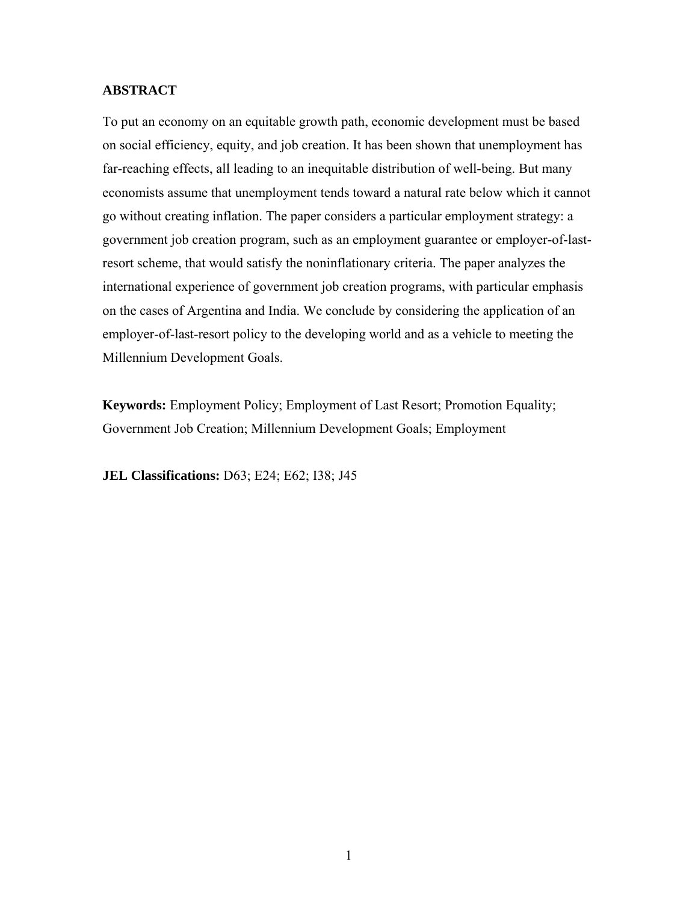## ABSTRACT

To put an economy on an equitable growth path, economic development must be based on social efficiency, equity, and job creation. It has been shown that unemployment has far-reaching effects, all leading to an inequitable distribution of well-being. But many economists assume that unemployment tends toward a natural rate below which it cannot go without creating inflation. The paper considers a particular employment strategy: a government job creation program, such as an employment guarantee or employer-of-last-resort scheme, that would satisfy the noninflationary criteria. The paper analyzes the international experience of government job creation programs, with particular emphasis on the cases of Argentina and India. We conclude by considering the application of an employer-of-last-resort policy to the developing world and as a vehicle to meeting the Millennium Development Goals.

**Keywords:** Employment Policy; Employment of Last Resort; Promotion Equality; Government Job Creation; Millennium Development Goals; Employment

**JEL Classifications:** D63; E24; E62; I38; J45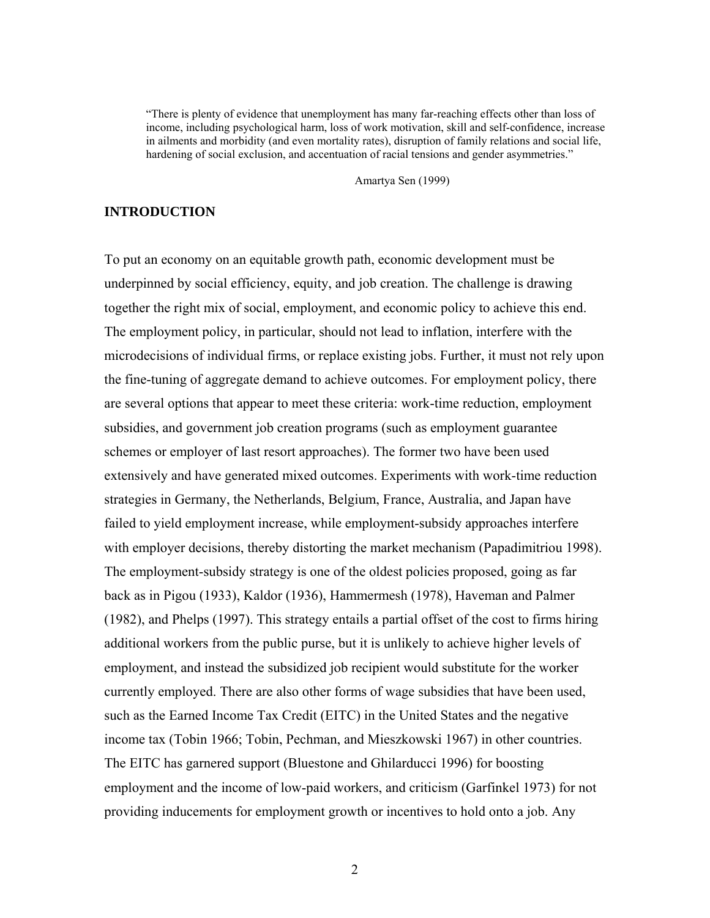> "There is plenty of evidence that unemployment has many far-reaching effects other than loss of income, including psychological harm, loss of work motivation, skill and self-confidence, increase in ailments and morbidity (and even mortality rates), disruption of family relations and social life, hardening of social exclusion, and accentuation of racial tensions and gender asymmetries."
>
> Amartya Sen (1999)

## INTRODUCTION

To put an economy on an equitable growth path, economic development must be underpinned by social efficiency, equity, and job creation. The challenge is drawing together the right mix of social, employment, and economic policy to achieve this end. The employment policy, in particular, should not lead to inflation, interfere with the microdecisions of individual firms, or replace existing jobs. Further, it must not rely upon the fine-tuning of aggregate demand to achieve outcomes. For employment policy, there are several options that appear to meet these criteria: work-time reduction, employment subsidies, and government job creation programs (such as employment guarantee schemes or employer of last resort approaches). The former two have been used extensively and have generated mixed outcomes. Experiments with work-time reduction strategies in Germany, the Netherlands, Belgium, France, Australia, and Japan have failed to yield employment increase, while employment-subsidy approaches interfere with employer decisions, thereby distorting the market mechanism (Papadimitriou 1998). The employment-subsidy strategy is one of the oldest policies proposed, going as far back as in Pigou (1933), Kaldor (1936), Hammermesh (1978), Haveman and Palmer (1982), and Phelps (1997). This strategy entails a partial offset of the cost to firms hiring additional workers from the public purse, but it is unlikely to achieve higher levels of employment, and instead the subsidized job recipient would substitute for the worker currently employed. There are also other forms of wage subsidies that have been used, such as the Earned Income Tax Credit (EITC) in the United States and the negative income tax (Tobin 1966; Tobin, Pechman, and Mieszkowski 1967) in other countries. The EITC has garnered support (Bluestone and Ghilarducci 1996) for boosting employment and the income of low-paid workers, and criticism (Garfinkel 1973) for not providing inducements for employment growth or incentives to hold onto a job. Any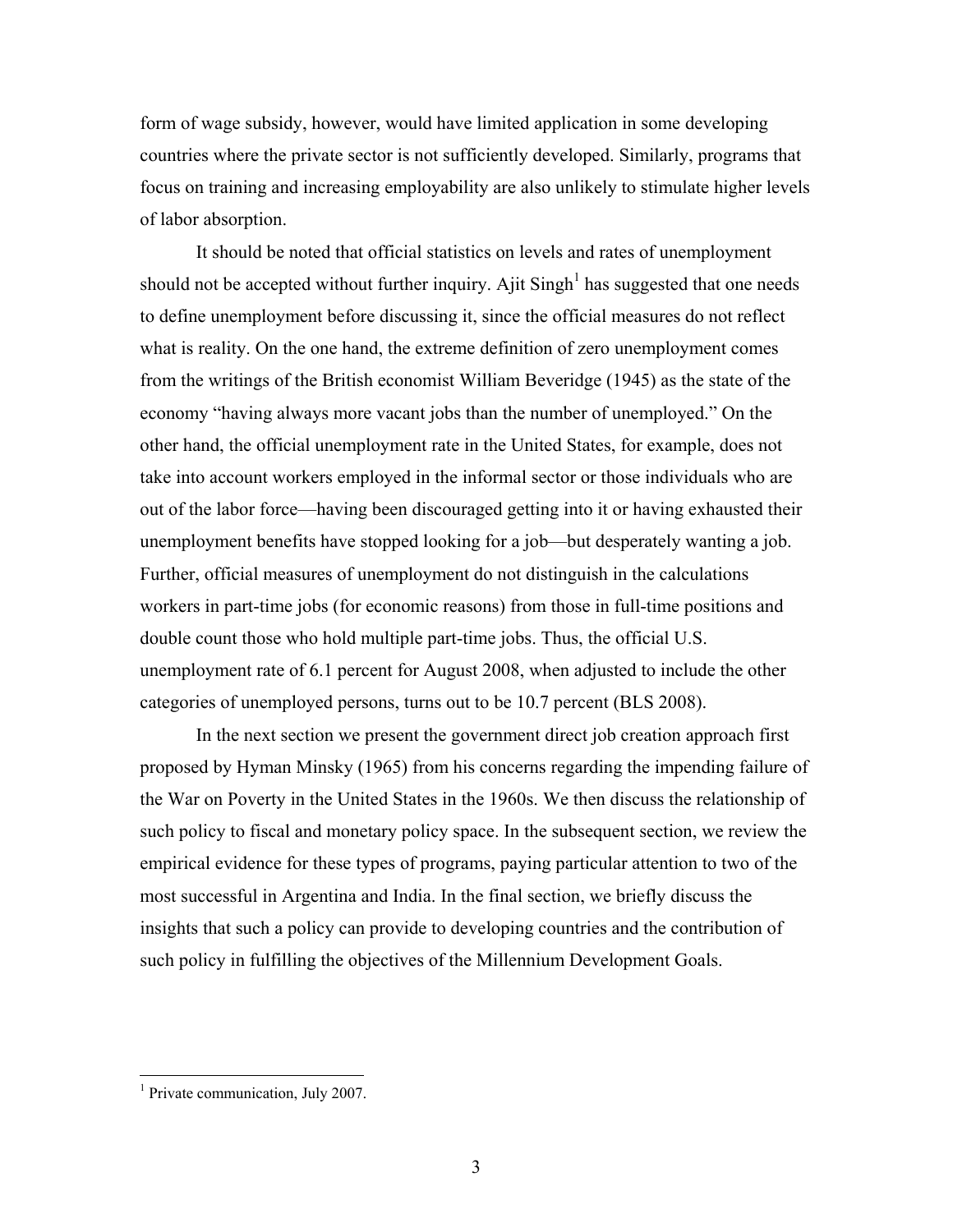form of wage subsidy, however, would have limited application in some developing countries where the private sector is not sufficiently developed. Similarly, programs that focus on training and increasing employability are also unlikely to stimulate higher levels of labor absorption.

It should be noted that official statistics on levels and rates of unemployment should not be accepted without further inquiry. Ajit Singh[1] has suggested that one needs to define unemployment before discussing it, since the official measures do not reflect what is reality. On the one hand, the extreme definition of zero unemployment comes from the writings of the British economist William Beveridge (1945) as the state of the economy "having always more vacant jobs than the number of unemployed." On the other hand, the official unemployment rate in the United States, for example, does not take into account workers employed in the informal sector or those individuals who are out of the labor force—having been discouraged getting into it or having exhausted their unemployment benefits have stopped looking for a job—but desperately wanting a job. Further, official measures of unemployment do not distinguish in the calculations workers in part-time jobs (for economic reasons) from those in full-time positions and double count those who hold multiple part-time jobs. Thus, the official U.S. unemployment rate of 6.1 percent for August 2008, when adjusted to include the other categories of unemployed persons, turns out to be 10.7 percent (BLS 2008).

In the next section we present the government direct job creation approach first proposed by Hyman Minsky (1965) from his concerns regarding the impending failure of the War on Poverty in the United States in the 1960s. We then discuss the relationship of such policy to fiscal and monetary policy space. In the subsequent section, we review the empirical evidence for these types of programs, paying particular attention to two of the most successful in Argentina and India. In the final section, we briefly discuss the insights that such a policy can provide to developing countries and the contribution of such policy in fulfilling the objectives of the Millennium Development Goals.

[1] Private communication, July 2007.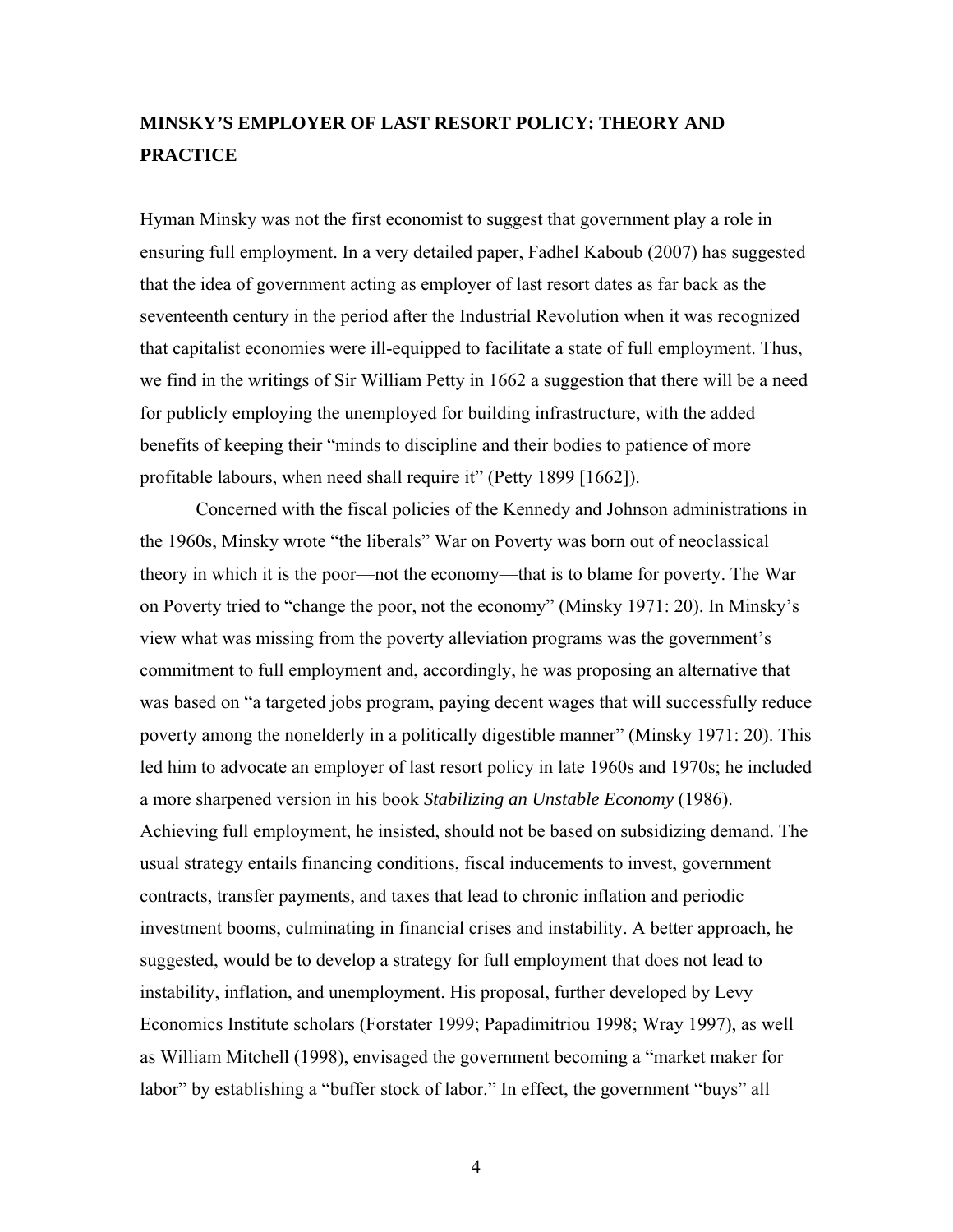## MINSKY'S EMPLOYER OF LAST RESORT POLICY: THEORY AND PRACTICE

Hyman Minsky was not the first economist to suggest that government play a role in ensuring full employment. In a very detailed paper, Fadhel Kaboub (2007) has suggested that the idea of government acting as employer of last resort dates as far back as the seventeenth century in the period after the Industrial Revolution when it was recognized that capitalist economies were ill-equipped to facilitate a state of full employment. Thus, we find in the writings of Sir William Petty in 1662 a suggestion that there will be a need for publicly employing the unemployed for building infrastructure, with the added benefits of keeping their "minds to discipline and their bodies to patience of more profitable labours, when need shall require it" (Petty 1899 [1662]).

Concerned with the fiscal policies of the Kennedy and Johnson administrations in the 1960s, Minsky wrote "the liberals" War on Poverty was born out of neoclassical theory in which it is the poor—not the economy—that is to blame for poverty. The War on Poverty tried to "change the poor, not the economy" (Minsky 1971: 20). In Minsky's view what was missing from the poverty alleviation programs was the government's commitment to full employment and, accordingly, he was proposing an alternative that was based on "a targeted jobs program, paying decent wages that will successfully reduce poverty among the nonelderly in a politically digestible manner" (Minsky 1971: 20). This led him to advocate an employer of last resort policy in late 1960s and 1970s; he included a more sharpened version in his book *Stabilizing an Unstable Economy* (1986). Achieving full employment, he insisted, should not be based on subsidizing demand. The usual strategy entails financing conditions, fiscal inducements to invest, government contracts, transfer payments, and taxes that lead to chronic inflation and periodic investment booms, culminating in financial crises and instability. A better approach, he suggested, would be to develop a strategy for full employment that does not lead to instability, inflation, and unemployment. His proposal, further developed by Levy Economics Institute scholars (Forstater 1999; Papadimitriou 1998; Wray 1997), as well as William Mitchell (1998), envisaged the government becoming a "market maker for labor" by establishing a "buffer stock of labor." In effect, the government "buys" all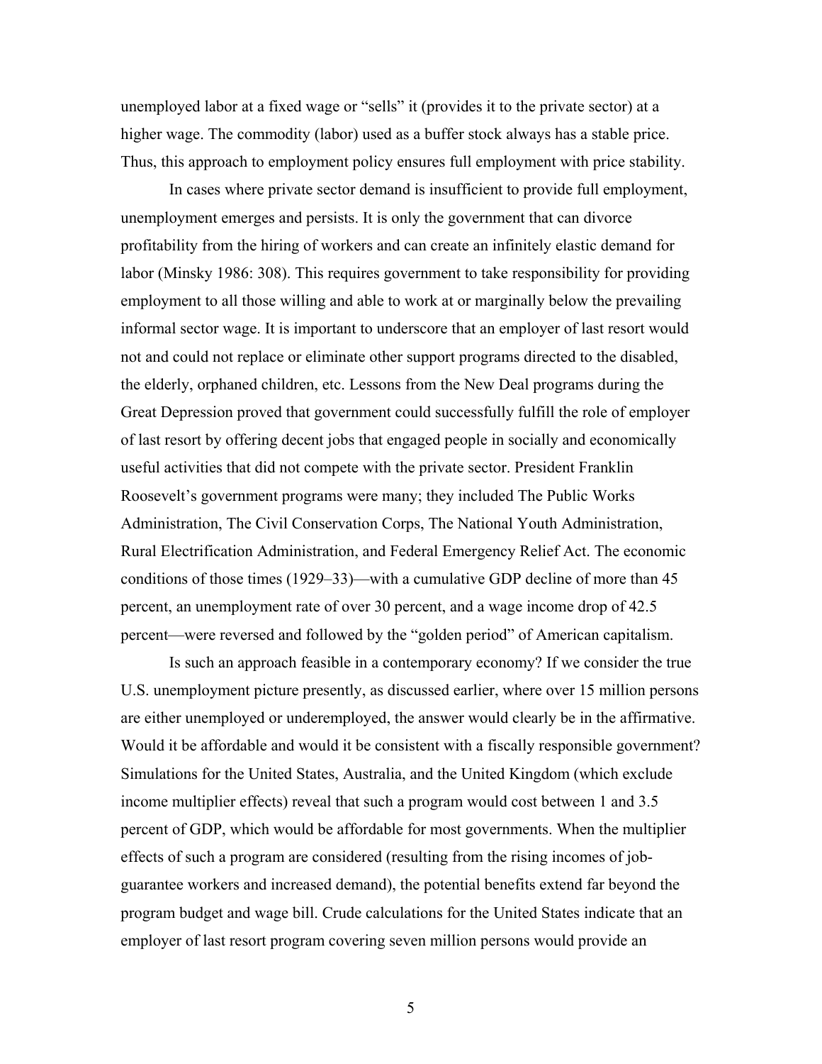unemployed labor at a fixed wage or "sells" it (provides it to the private sector) at a higher wage. The commodity (labor) used as a buffer stock always has a stable price. Thus, this approach to employment policy ensures full employment with price stability.

In cases where private sector demand is insufficient to provide full employment, unemployment emerges and persists. It is only the government that can divorce profitability from the hiring of workers and can create an infinitely elastic demand for labor (Minsky 1986: 308). This requires government to take responsibility for providing employment to all those willing and able to work at or marginally below the prevailing informal sector wage. It is important to underscore that an employer of last resort would not and could not replace or eliminate other support programs directed to the disabled, the elderly, orphaned children, etc. Lessons from the New Deal programs during the Great Depression proved that government could successfully fulfill the role of employer of last resort by offering decent jobs that engaged people in socially and economically useful activities that did not compete with the private sector. President Franklin Roosevelt's government programs were many; they included The Public Works Administration, The Civil Conservation Corps, The National Youth Administration, Rural Electrification Administration, and Federal Emergency Relief Act. The economic conditions of those times (1929–33)—with a cumulative GDP decline of more than 45 percent, an unemployment rate of over 30 percent, and a wage income drop of 42.5 percent—were reversed and followed by the "golden period" of American capitalism.

Is such an approach feasible in a contemporary economy? If we consider the true U.S. unemployment picture presently, as discussed earlier, where over 15 million persons are either unemployed or underemployed, the answer would clearly be in the affirmative. Would it be affordable and would it be consistent with a fiscally responsible government? Simulations for the United States, Australia, and the United Kingdom (which exclude income multiplier effects) reveal that such a program would cost between 1 and 3.5 percent of GDP, which would be affordable for most governments. When the multiplier effects of such a program are considered (resulting from the rising incomes of job-guarantee workers and increased demand), the potential benefits extend far beyond the program budget and wage bill. Crude calculations for the United States indicate that an employer of last resort program covering seven million persons would provide an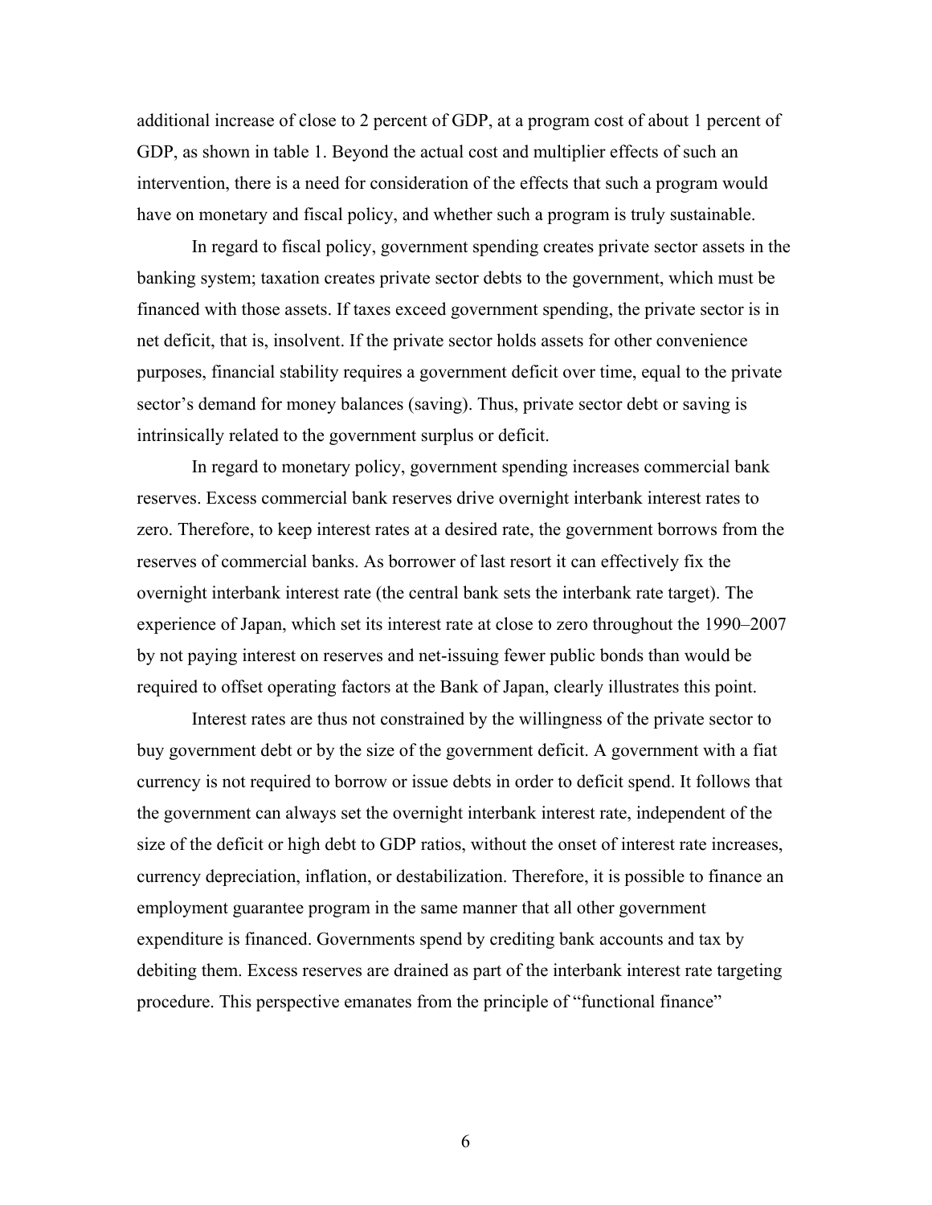additional increase of close to 2 percent of GDP, at a program cost of about 1 percent of GDP, as shown in table 1. Beyond the actual cost and multiplier effects of such an intervention, there is a need for consideration of the effects that such a program would have on monetary and fiscal policy, and whether such a program is truly sustainable.

In regard to fiscal policy, government spending creates private sector assets in the banking system; taxation creates private sector debts to the government, which must be financed with those assets. If taxes exceed government spending, the private sector is in net deficit, that is, insolvent. If the private sector holds assets for other convenience purposes, financial stability requires a government deficit over time, equal to the private sector's demand for money balances (saving). Thus, private sector debt or saving is intrinsically related to the government surplus or deficit.

In regard to monetary policy, government spending increases commercial bank reserves. Excess commercial bank reserves drive overnight interbank interest rates to zero. Therefore, to keep interest rates at a desired rate, the government borrows from the reserves of commercial banks. As borrower of last resort it can effectively fix the overnight interbank interest rate (the central bank sets the interbank rate target). The experience of Japan, which set its interest rate at close to zero throughout the 1990–2007 by not paying interest on reserves and net-issuing fewer public bonds than would be required to offset operating factors at the Bank of Japan, clearly illustrates this point.

Interest rates are thus not constrained by the willingness of the private sector to buy government debt or by the size of the government deficit. A government with a fiat currency is not required to borrow or issue debts in order to deficit spend. It follows that the government can always set the overnight interbank interest rate, independent of the size of the deficit or high debt to GDP ratios, without the onset of interest rate increases, currency depreciation, inflation, or destabilization. Therefore, it is possible to finance an employment guarantee program in the same manner that all other government expenditure is financed. Governments spend by crediting bank accounts and tax by debiting them. Excess reserves are drained as part of the interbank interest rate targeting procedure. This perspective emanates from the principle of "functional finance"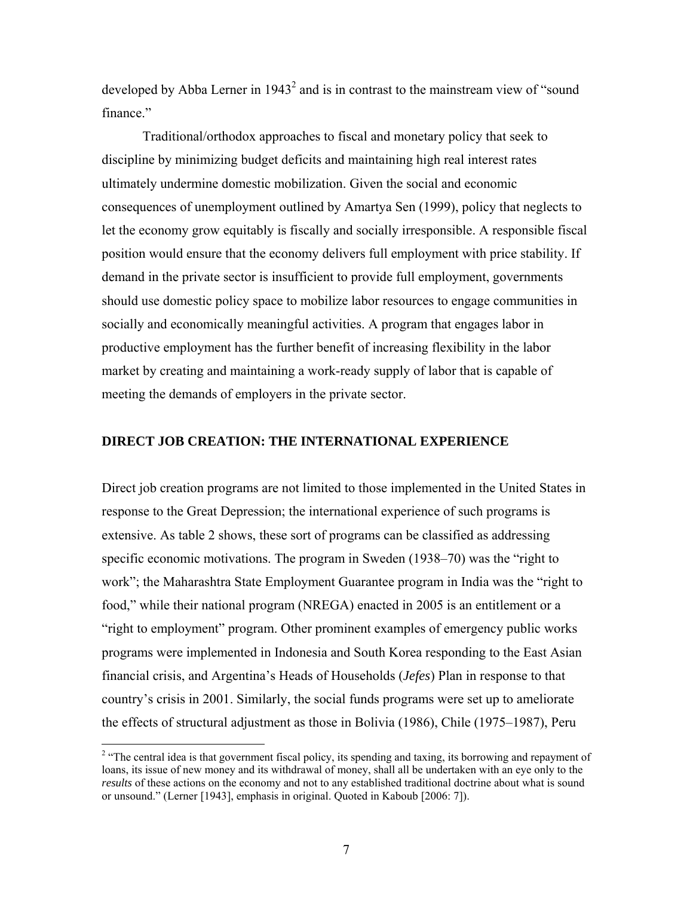developed by Abba Lerner in 1943[2] and is in contrast to the mainstream view of "sound finance."

Traditional/orthodox approaches to fiscal and monetary policy that seek to discipline by minimizing budget deficits and maintaining high real interest rates ultimately undermine domestic mobilization. Given the social and economic consequences of unemployment outlined by Amartya Sen (1999), policy that neglects to let the economy grow equitably is fiscally and socially irresponsible. A responsible fiscal position would ensure that the economy delivers full employment with price stability. If demand in the private sector is insufficient to provide full employment, governments should use domestic policy space to mobilize labor resources to engage communities in socially and economically meaningful activities. A program that engages labor in productive employment has the further benefit of increasing flexibility in the labor market by creating and maintaining a work-ready supply of labor that is capable of meeting the demands of employers in the private sector.

## DIRECT JOB CREATION: THE INTERNATIONAL EXPERIENCE

Direct job creation programs are not limited to those implemented in the United States in response to the Great Depression; the international experience of such programs is extensive. As table 2 shows, these sort of programs can be classified as addressing specific economic motivations. The program in Sweden (1938–70) was the "right to work"; the Maharashtra State Employment Guarantee program in India was the "right to food," while their national program (NREGA) enacted in 2005 is an entitlement or a "right to employment" program. Other prominent examples of emergency public works programs were implemented in Indonesia and South Korea responding to the East Asian financial crisis, and Argentina's Heads of Households (*Jefes*) Plan in response to that country's crisis in 2001. Similarly, the social funds programs were set up to ameliorate the effects of structural adjustment as those in Bolivia (1986), Chile (1975–1987), Peru

---

[2] "The central idea is that government fiscal policy, its spending and taxing, its borrowing and repayment of loans, its issue of new money and its withdrawal of money, shall all be undertaken with an eye only to the *results* of these actions on the economy and not to any established traditional doctrine about what is sound or unsound." (Lerner [1943], emphasis in original. Quoted in Kaboub [2006: 7]).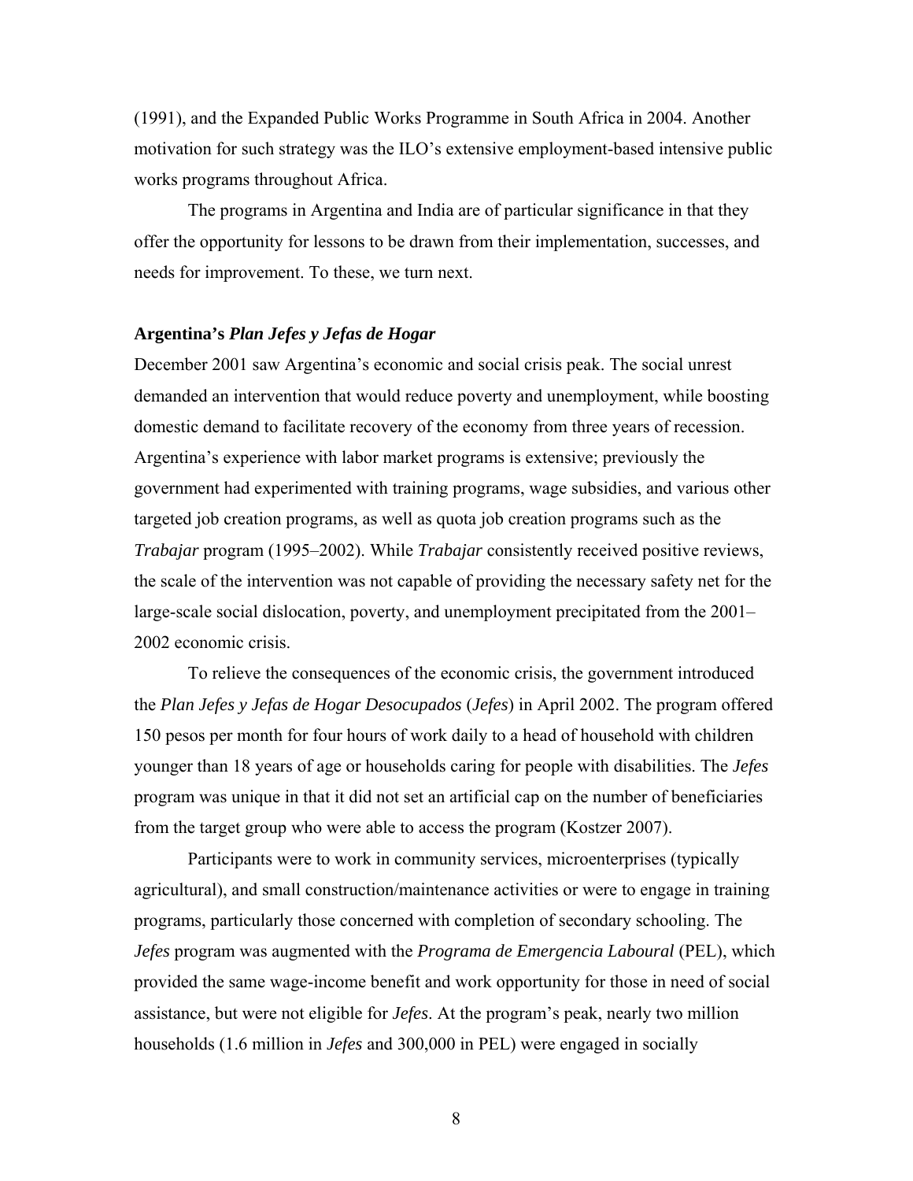(1991), and the Expanded Public Works Programme in South Africa in 2004. Another motivation for such strategy was the ILO's extensive employment-based intensive public works programs throughout Africa.

The programs in Argentina and India are of particular significance in that they offer the opportunity for lessons to be drawn from their implementation, successes, and needs for improvement. To these, we turn next.

### Argentina's *Plan Jefes y Jefas de Hogar*

December 2001 saw Argentina's economic and social crisis peak. The social unrest demanded an intervention that would reduce poverty and unemployment, while boosting domestic demand to facilitate recovery of the economy from three years of recession. Argentina's experience with labor market programs is extensive; previously the government had experimented with training programs, wage subsidies, and various other targeted job creation programs, as well as quota job creation programs such as the *Trabajar* program (1995–2002). While *Trabajar* consistently received positive reviews, the scale of the intervention was not capable of providing the necessary safety net for the large-scale social dislocation, poverty, and unemployment precipitated from the 2001–2002 economic crisis.

To relieve the consequences of the economic crisis, the government introduced the *Plan Jefes y Jefas de Hogar Desocupados* (*Jefes*) in April 2002. The program offered 150 pesos per month for four hours of work daily to a head of household with children younger than 18 years of age or households caring for people with disabilities. The *Jefes* program was unique in that it did not set an artificial cap on the number of beneficiaries from the target group who were able to access the program (Kostzer 2007).

Participants were to work in community services, microenterprises (typically agricultural), and small construction/maintenance activities or were to engage in training programs, particularly those concerned with completion of secondary schooling. The *Jefes* program was augmented with the *Programa de Emergencia Laboural* (PEL), which provided the same wage-income benefit and work opportunity for those in need of social assistance, but were not eligible for *Jefes*. At the program's peak, nearly two million households (1.6 million in *Jefes* and 300,000 in PEL) were engaged in socially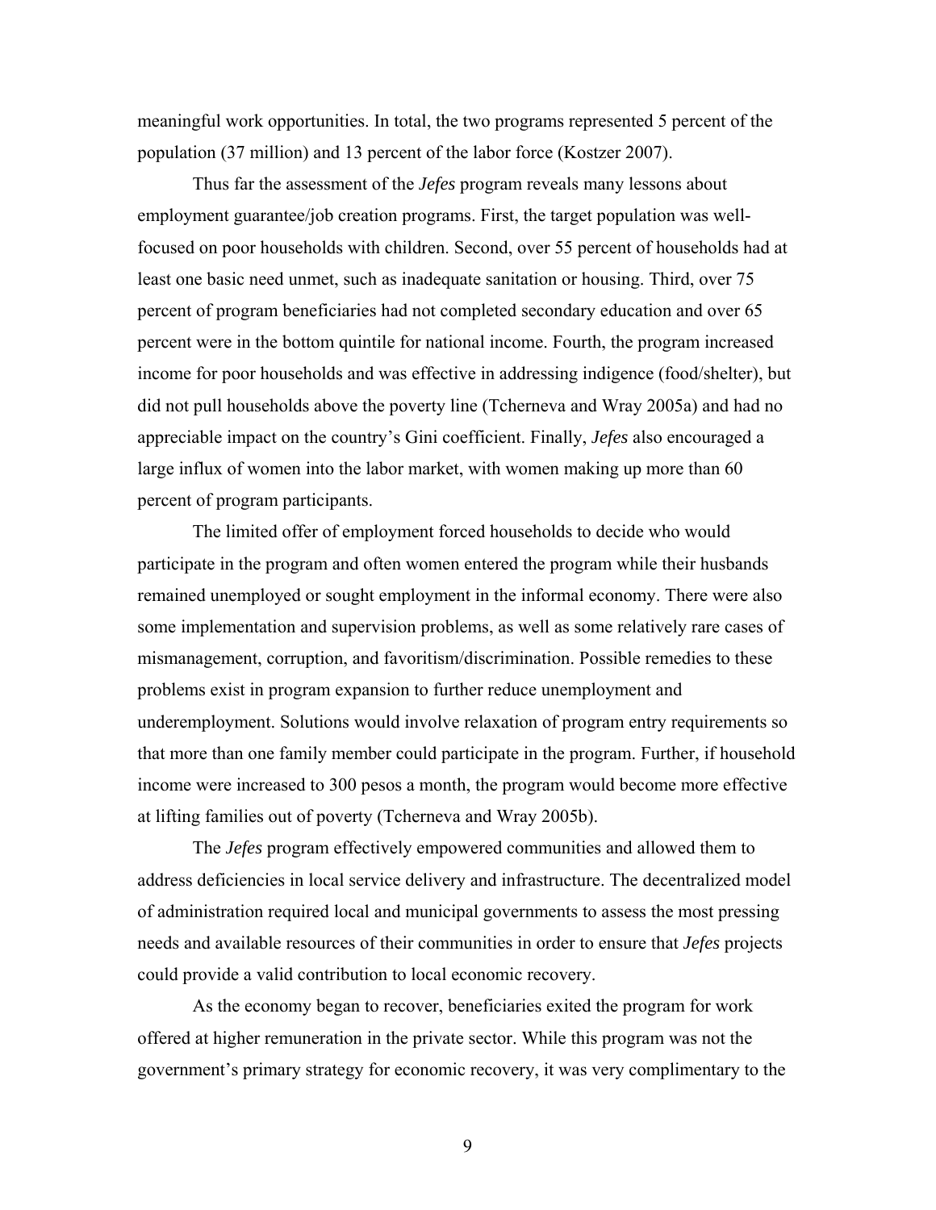meaningful work opportunities. In total, the two programs represented 5 percent of the population (37 million) and 13 percent of the labor force (Kostzer 2007).

Thus far the assessment of the *Jefes* program reveals many lessons about employment guarantee/job creation programs. First, the target population was well-focused on poor households with children. Second, over 55 percent of households had at least one basic need unmet, such as inadequate sanitation or housing. Third, over 75 percent of program beneficiaries had not completed secondary education and over 65 percent were in the bottom quintile for national income. Fourth, the program increased income for poor households and was effective in addressing indigence (food/shelter), but did not pull households above the poverty line (Tcherneva and Wray 2005a) and had no appreciable impact on the country's Gini coefficient. Finally, *Jefes* also encouraged a large influx of women into the labor market, with women making up more than 60 percent of program participants.

The limited offer of employment forced households to decide who would participate in the program and often women entered the program while their husbands remained unemployed or sought employment in the informal economy. There were also some implementation and supervision problems, as well as some relatively rare cases of mismanagement, corruption, and favoritism/discrimination. Possible remedies to these problems exist in program expansion to further reduce unemployment and underemployment. Solutions would involve relaxation of program entry requirements so that more than one family member could participate in the program. Further, if household income were increased to 300 pesos a month, the program would become more effective at lifting families out of poverty (Tcherneva and Wray 2005b).

The *Jefes* program effectively empowered communities and allowed them to address deficiencies in local service delivery and infrastructure. The decentralized model of administration required local and municipal governments to assess the most pressing needs and available resources of their communities in order to ensure that *Jefes* projects could provide a valid contribution to local economic recovery.

As the economy began to recover, beneficiaries exited the program for work offered at higher remuneration in the private sector. While this program was not the government's primary strategy for economic recovery, it was very complimentary to the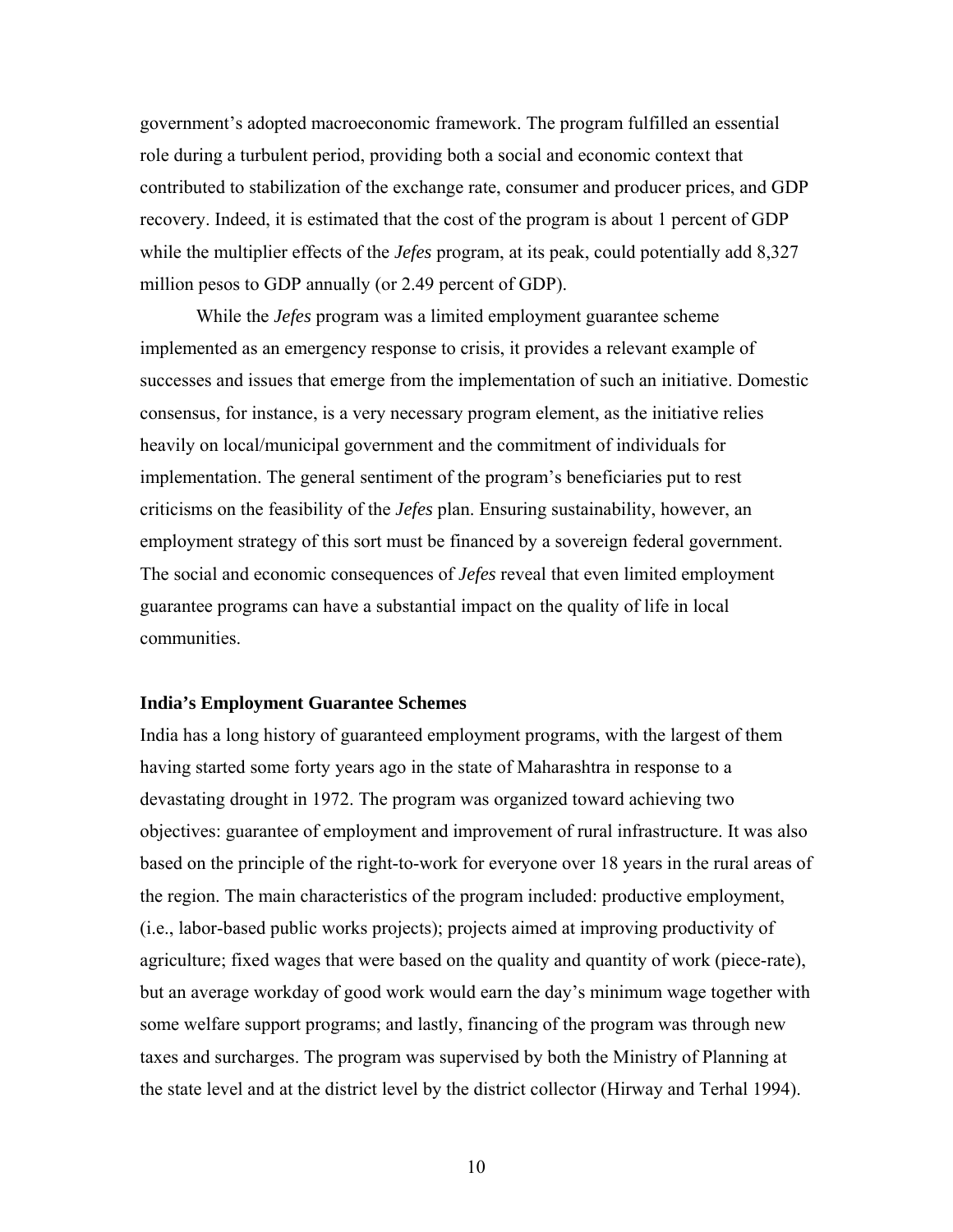government's adopted macroeconomic framework. The program fulfilled an essential role during a turbulent period, providing both a social and economic context that contributed to stabilization of the exchange rate, consumer and producer prices, and GDP recovery. Indeed, it is estimated that the cost of the program is about 1 percent of GDP while the multiplier effects of the *Jefes* program, at its peak, could potentially add 8,327 million pesos to GDP annually (or 2.49 percent of GDP).

While the *Jefes* program was a limited employment guarantee scheme implemented as an emergency response to crisis, it provides a relevant example of successes and issues that emerge from the implementation of such an initiative. Domestic consensus, for instance, is a very necessary program element, as the initiative relies heavily on local/municipal government and the commitment of individuals for implementation. The general sentiment of the program's beneficiaries put to rest criticisms on the feasibility of the *Jefes* plan. Ensuring sustainability, however, an employment strategy of this sort must be financed by a sovereign federal government. The social and economic consequences of *Jefes* reveal that even limited employment guarantee programs can have a substantial impact on the quality of life in local communities.

**India's Employment Guarantee Schemes**

India has a long history of guaranteed employment programs, with the largest of them having started some forty years ago in the state of Maharashtra in response to a devastating drought in 1972. The program was organized toward achieving two objectives: guarantee of employment and improvement of rural infrastructure. It was also based on the principle of the right-to-work for everyone over 18 years in the rural areas of the region. The main characteristics of the program included: productive employment, (i.e., labor-based public works projects); projects aimed at improving productivity of agriculture; fixed wages that were based on the quality and quantity of work (piece-rate), but an average workday of good work would earn the day's minimum wage together with some welfare support programs; and lastly, financing of the program was through new taxes and surcharges. The program was supervised by both the Ministry of Planning at the state level and at the district level by the district collector (Hirway and Terhal 1994).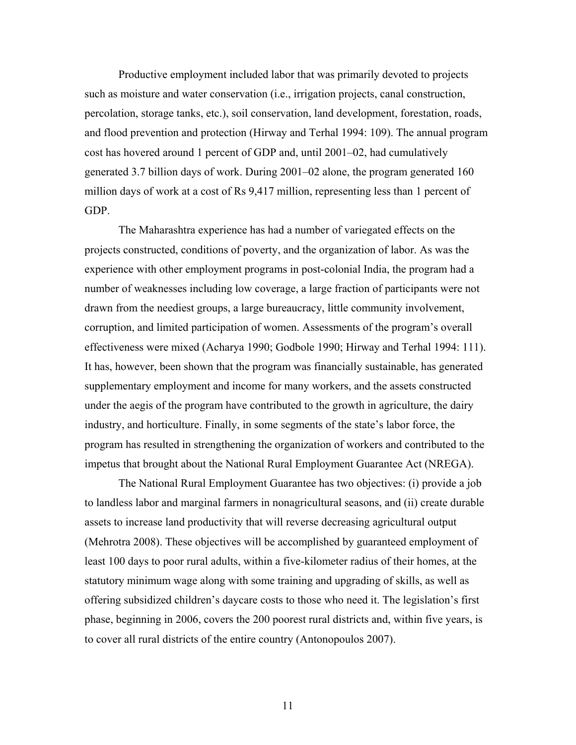Productive employment included labor that was primarily devoted to projects such as moisture and water conservation (i.e., irrigation projects, canal construction, percolation, storage tanks, etc.), soil conservation, land development, forestation, roads, and flood prevention and protection (Hirway and Terhal 1994: 109). The annual program cost has hovered around 1 percent of GDP and, until 2001–02, had cumulatively generated 3.7 billion days of work. During 2001–02 alone, the program generated 160 million days of work at a cost of Rs 9,417 million, representing less than 1 percent of GDP.

The Maharashtra experience has had a number of variegated effects on the projects constructed, conditions of poverty, and the organization of labor. As was the experience with other employment programs in post-colonial India, the program had a number of weaknesses including low coverage, a large fraction of participants were not drawn from the neediest groups, a large bureaucracy, little community involvement, corruption, and limited participation of women. Assessments of the program's overall effectiveness were mixed (Acharya 1990; Godbole 1990; Hirway and Terhal 1994: 111). It has, however, been shown that the program was financially sustainable, has generated supplementary employment and income for many workers, and the assets constructed under the aegis of the program have contributed to the growth in agriculture, the dairy industry, and horticulture. Finally, in some segments of the state's labor force, the program has resulted in strengthening the organization of workers and contributed to the impetus that brought about the National Rural Employment Guarantee Act (NREGA).

The National Rural Employment Guarantee has two objectives: (i) provide a job to landless labor and marginal farmers in nonagricultural seasons, and (ii) create durable assets to increase land productivity that will reverse decreasing agricultural output (Mehrotra 2008). These objectives will be accomplished by guaranteed employment of least 100 days to poor rural adults, within a five-kilometer radius of their homes, at the statutory minimum wage along with some training and upgrading of skills, as well as offering subsidized children's daycare costs to those who need it. The legislation's first phase, beginning in 2006, covers the 200 poorest rural districts and, within five years, is to cover all rural districts of the entire country (Antonopoulos 2007).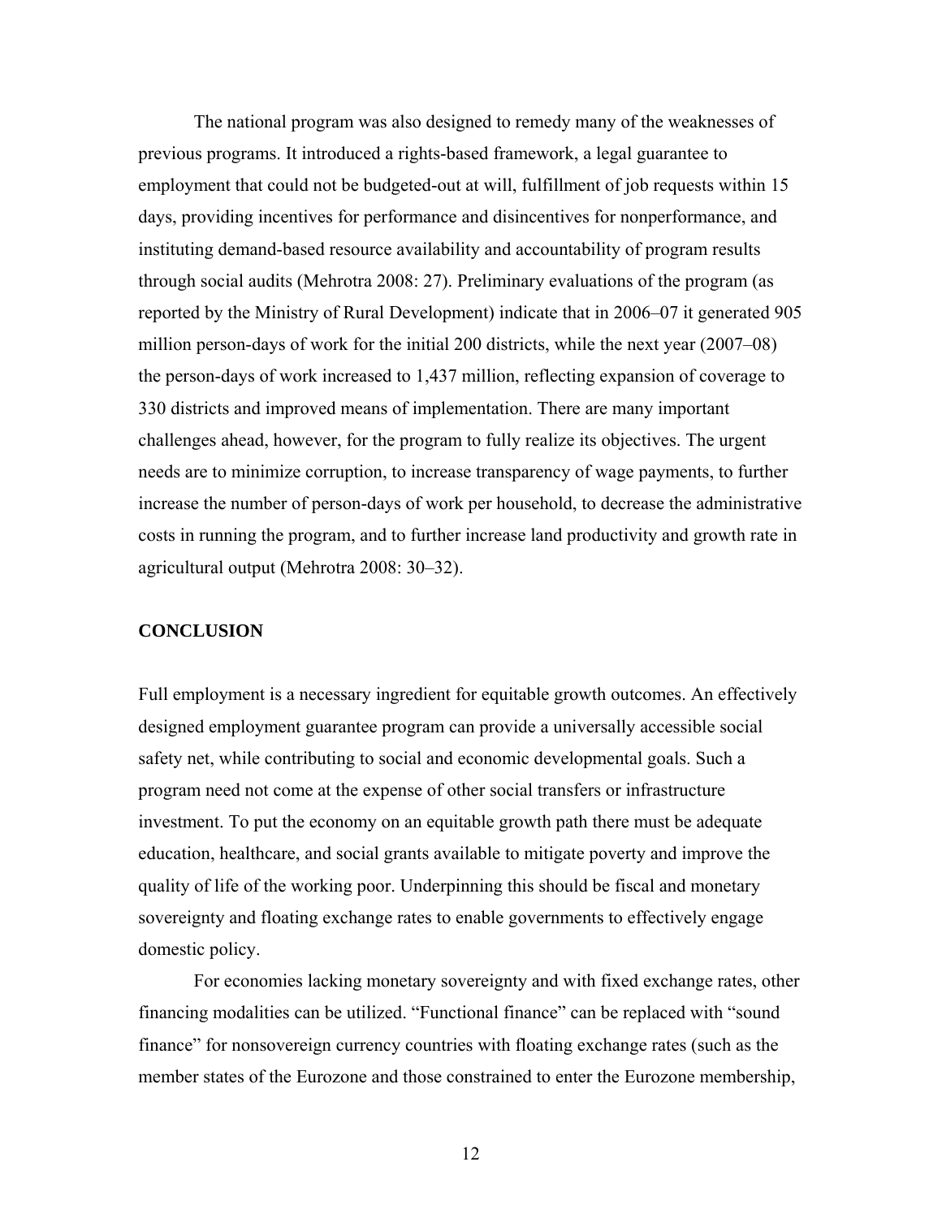The national program was also designed to remedy many of the weaknesses of previous programs. It introduced a rights-based framework, a legal guarantee to employment that could not be budgeted-out at will, fulfillment of job requests within 15 days, providing incentives for performance and disincentives for nonperformance, and instituting demand-based resource availability and accountability of program results through social audits (Mehrotra 2008: 27). Preliminary evaluations of the program (as reported by the Ministry of Rural Development) indicate that in 2006–07 it generated 905 million person-days of work for the initial 200 districts, while the next year (2007–08) the person-days of work increased to 1,437 million, reflecting expansion of coverage to 330 districts and improved means of implementation. There are many important challenges ahead, however, for the program to fully realize its objectives. The urgent needs are to minimize corruption, to increase transparency of wage payments, to further increase the number of person-days of work per household, to decrease the administrative costs in running the program, and to further increase land productivity and growth rate in agricultural output (Mehrotra 2008: 30–32).

## CONCLUSION

Full employment is a necessary ingredient for equitable growth outcomes. An effectively designed employment guarantee program can provide a universally accessible social safety net, while contributing to social and economic developmental goals. Such a program need not come at the expense of other social transfers or infrastructure investment. To put the economy on an equitable growth path there must be adequate education, healthcare, and social grants available to mitigate poverty and improve the quality of life of the working poor. Underpinning this should be fiscal and monetary sovereignty and floating exchange rates to enable governments to effectively engage domestic policy.

For economies lacking monetary sovereignty and with fixed exchange rates, other financing modalities can be utilized. "Functional finance" can be replaced with "sound finance" for nonsovereign currency countries with floating exchange rates (such as the member states of the Eurozone and those constrained to enter the Eurozone membership,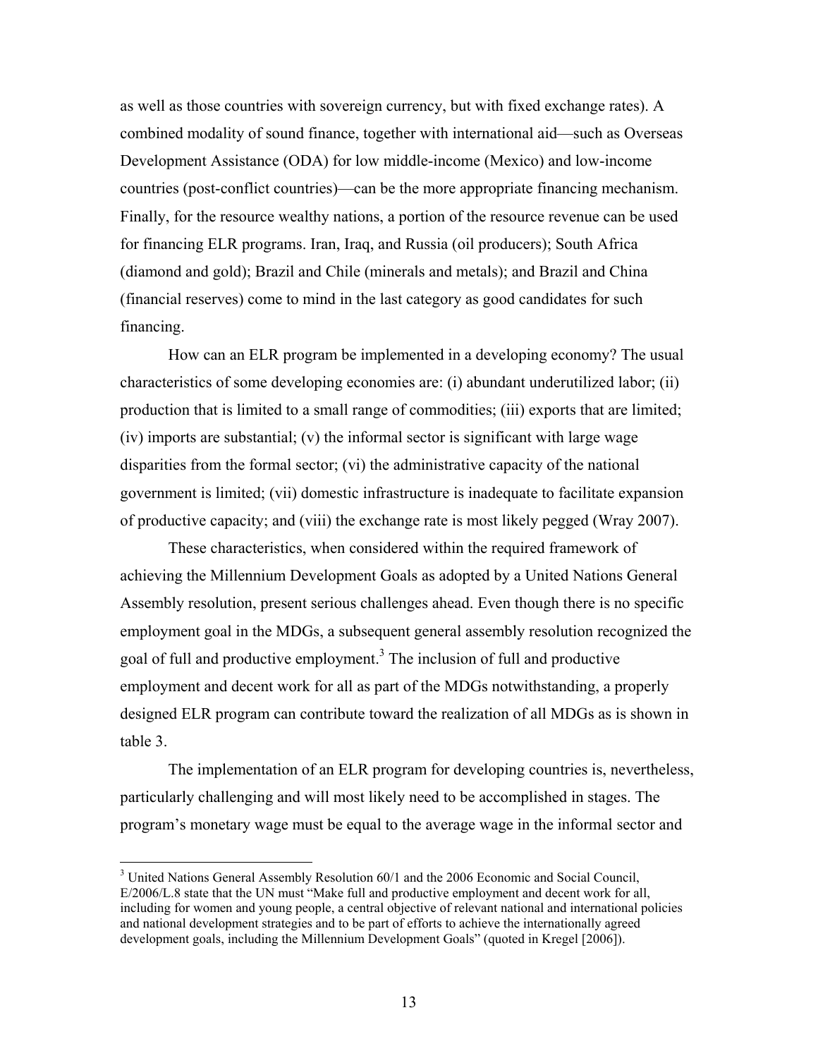as well as those countries with sovereign currency, but with fixed exchange rates). A combined modality of sound finance, together with international aid—such as Overseas Development Assistance (ODA) for low middle-income (Mexico) and low-income countries (post-conflict countries)—can be the more appropriate financing mechanism. Finally, for the resource wealthy nations, a portion of the resource revenue can be used for financing ELR programs. Iran, Iraq, and Russia (oil producers); South Africa (diamond and gold); Brazil and Chile (minerals and metals); and Brazil and China (financial reserves) come to mind in the last category as good candidates for such financing.

How can an ELR program be implemented in a developing economy? The usual characteristics of some developing economies are: (i) abundant underutilized labor; (ii) production that is limited to a small range of commodities; (iii) exports that are limited; (iv) imports are substantial; (v) the informal sector is significant with large wage disparities from the formal sector; (vi) the administrative capacity of the national government is limited; (vii) domestic infrastructure is inadequate to facilitate expansion of productive capacity; and (viii) the exchange rate is most likely pegged (Wray 2007).

These characteristics, when considered within the required framework of achieving the Millennium Development Goals as adopted by a United Nations General Assembly resolution, present serious challenges ahead. Even though there is no specific employment goal in the MDGs, a subsequent general assembly resolution recognized the goal of full and productive employment.[3] The inclusion of full and productive employment and decent work for all as part of the MDGs notwithstanding, a properly designed ELR program can contribute toward the realization of all MDGs as is shown in table 3.

The implementation of an ELR program for developing countries is, nevertheless, particularly challenging and will most likely need to be accomplished in stages. The program's monetary wage must be equal to the average wage in the informal sector and

[3] United Nations General Assembly Resolution 60/1 and the 2006 Economic and Social Council, E/2006/L.8 state that the UN must "Make full and productive employment and decent work for all, including for women and young people, a central objective of relevant national and international policies and national development strategies and to be part of efforts to achieve the internationally agreed development goals, including the Millennium Development Goals" (quoted in Kregel [2006]).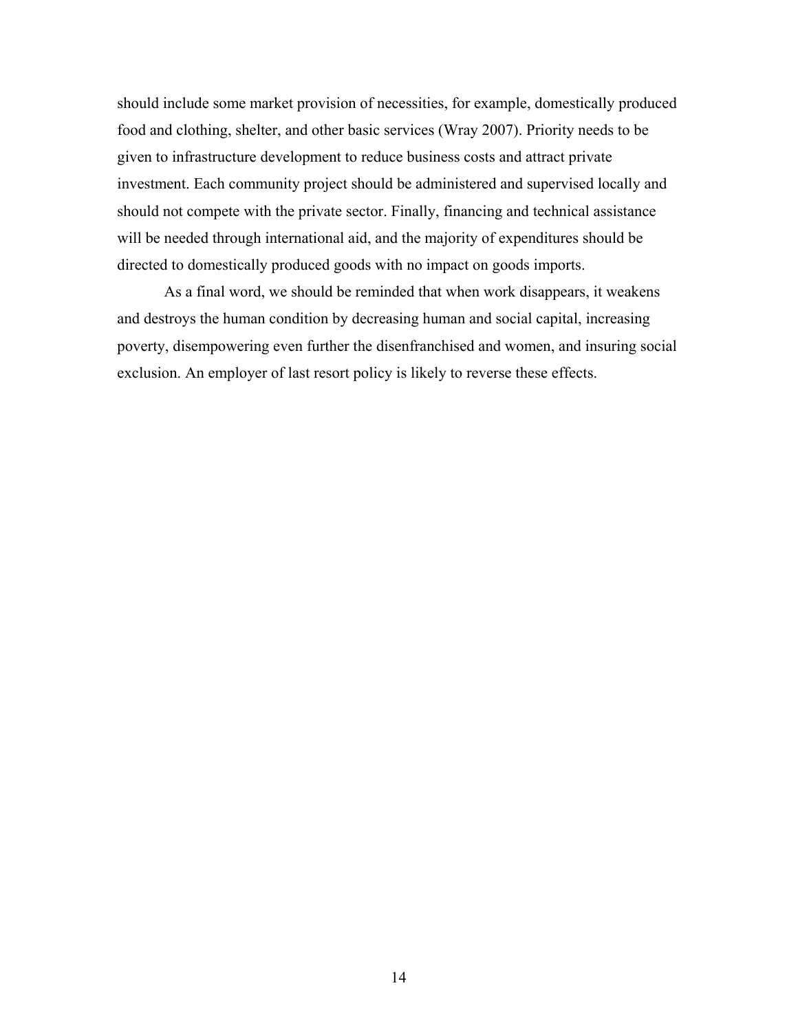should include some market provision of necessities, for example, domestically produced food and clothing, shelter, and other basic services (Wray 2007). Priority needs to be given to infrastructure development to reduce business costs and attract private investment. Each community project should be administered and supervised locally and should not compete with the private sector. Finally, financing and technical assistance will be needed through international aid, and the majority of expenditures should be directed to domestically produced goods with no impact on goods imports.

As a final word, we should be reminded that when work disappears, it weakens and destroys the human condition by decreasing human and social capital, increasing poverty, disempowering even further the disenfranchised and women, and insuring social exclusion. An employer of last resort policy is likely to reverse these effects.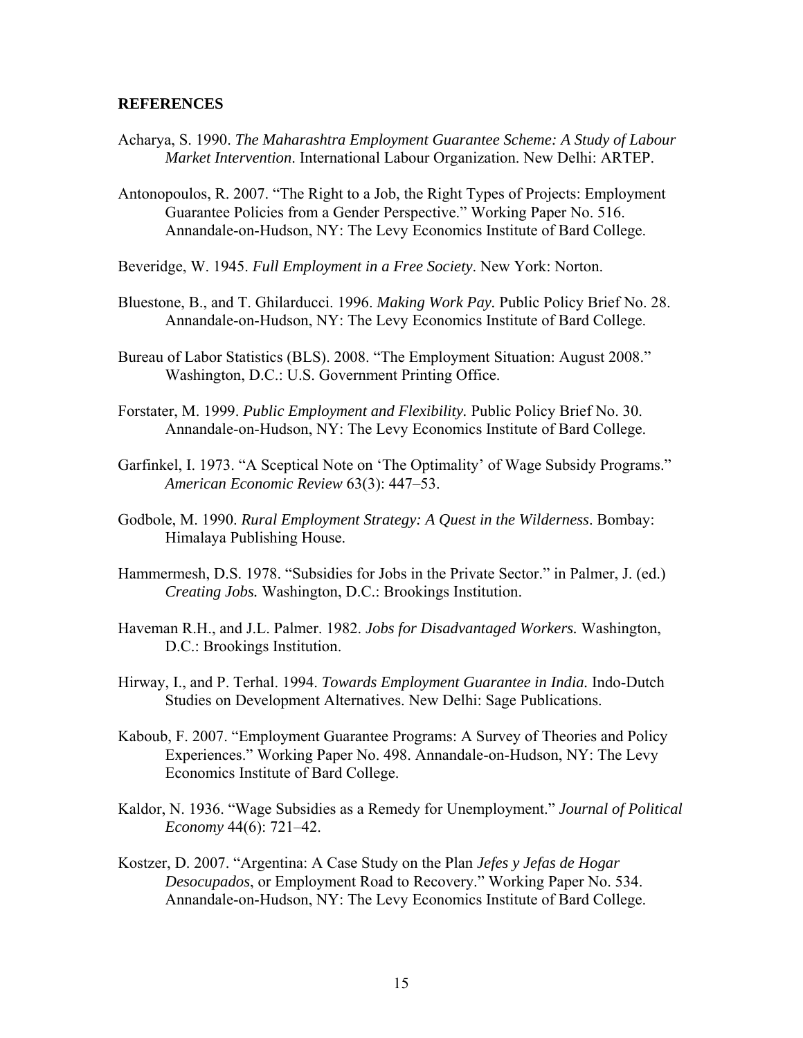**REFERENCES**

Acharya, S. 1990. *The Maharashtra Employment Guarantee Scheme: A Study of Labour Market Intervention*. International Labour Organization. New Delhi: ARTEP.

Antonopoulos, R. 2007. "The Right to a Job, the Right Types of Projects: Employment Guarantee Policies from a Gender Perspective." Working Paper No. 516. Annandale-on-Hudson, NY: The Levy Economics Institute of Bard College.

Beveridge, W. 1945. *Full Employment in a Free Society*. New York: Norton.

Bluestone, B., and T. Ghilarducci. 1996. *Making Work Pay.* Public Policy Brief No. 28. Annandale-on-Hudson, NY: The Levy Economics Institute of Bard College.

Bureau of Labor Statistics (BLS). 2008. "The Employment Situation: August 2008." Washington, D.C.: U.S. Government Printing Office.

Forstater, M. 1999. *Public Employment and Flexibility.* Public Policy Brief No. 30. Annandale-on-Hudson, NY: The Levy Economics Institute of Bard College.

Garfinkel, I. 1973. "A Sceptical Note on 'The Optimality' of Wage Subsidy Programs." *American Economic Review* 63(3): 447–53.

Godbole, M. 1990. *Rural Employment Strategy: A Quest in the Wilderness*. Bombay: Himalaya Publishing House.

Hammermesh, D.S. 1978. "Subsidies for Jobs in the Private Sector." in Palmer, J. (ed.) *Creating Jobs.* Washington, D.C.: Brookings Institution.

Haveman R.H., and J.L. Palmer. 1982. *Jobs for Disadvantaged Workers.* Washington, D.C.: Brookings Institution.

Hirway, I., and P. Terhal. 1994. *Towards Employment Guarantee in India.* Indo-Dutch Studies on Development Alternatives. New Delhi: Sage Publications.

Kaboub, F. 2007. "Employment Guarantee Programs: A Survey of Theories and Policy Experiences." Working Paper No. 498. Annandale-on-Hudson, NY: The Levy Economics Institute of Bard College.

Kaldor, N. 1936. "Wage Subsidies as a Remedy for Unemployment." *Journal of Political Economy* 44(6): 721–42.

Kostzer, D. 2007. "Argentina: A Case Study on the Plan *Jefes y Jefas de Hogar Desocupados*, or Employment Road to Recovery." Working Paper No. 534. Annandale-on-Hudson, NY: The Levy Economics Institute of Bard College.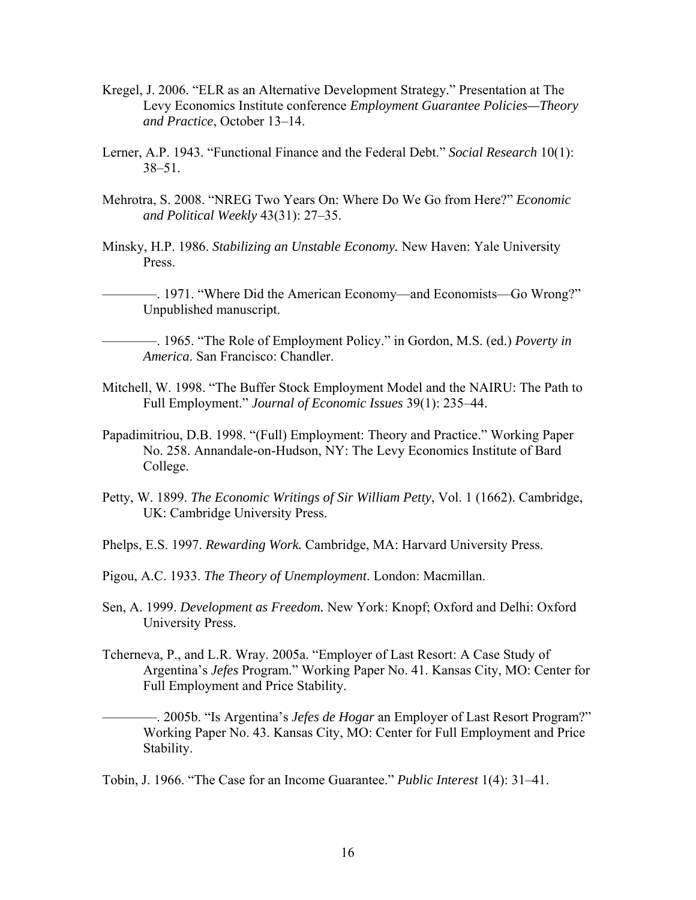Kregel, J. 2006. "ELR as an Alternative Development Strategy." Presentation at The Levy Economics Institute conference *Employment Guarantee Policies—Theory and Practice*, October 13–14.

Lerner, A.P. 1943. "Functional Finance and the Federal Debt." *Social Research* 10(1): 38–51.

Mehrotra, S. 2008. "NREG Two Years On: Where Do We Go from Here?" *Economic and Political Weekly* 43(31): 27–35.

Minsky, H.P. 1986. *Stabilizing an Unstable Economy.* New Haven: Yale University Press.

————. 1971. "Where Did the American Economy—and Economists—Go Wrong?" Unpublished manuscript.

————. 1965. "The Role of Employment Policy." in Gordon, M.S. (ed.) *Poverty in America*. San Francisco: Chandler.

Mitchell, W. 1998. "The Buffer Stock Employment Model and the NAIRU: The Path to Full Employment." *Journal of Economic Issues* 39(1): 235–44.

Papadimitriou, D.B. 1998. "(Full) Employment: Theory and Practice." Working Paper No. 258. Annandale-on-Hudson, NY: The Levy Economics Institute of Bard College.

Petty, W. 1899. *The Economic Writings of Sir William Petty*, Vol. 1 (1662). Cambridge, UK: Cambridge University Press.

Phelps, E.S. 1997. *Rewarding Work.* Cambridge, MA: Harvard University Press.

Pigou, A.C. 1933. *The Theory of Unemployment*. London: Macmillan.

Sen, A. 1999. *Development as Freedom.* New York: Knopf; Oxford and Delhi: Oxford University Press.

Tcherneva, P., and L.R. Wray. 2005a. "Employer of Last Resort: A Case Study of Argentina's *Jefes* Program." Working Paper No. 41. Kansas City, MO: Center for Full Employment and Price Stability.

————. 2005b. "Is Argentina's *Jefes de Hogar* an Employer of Last Resort Program?" Working Paper No. 43. Kansas City, MO: Center for Full Employment and Price Stability.

Tobin, J. 1966. "The Case for an Income Guarantee." *Public Interest* 1(4): 31–41.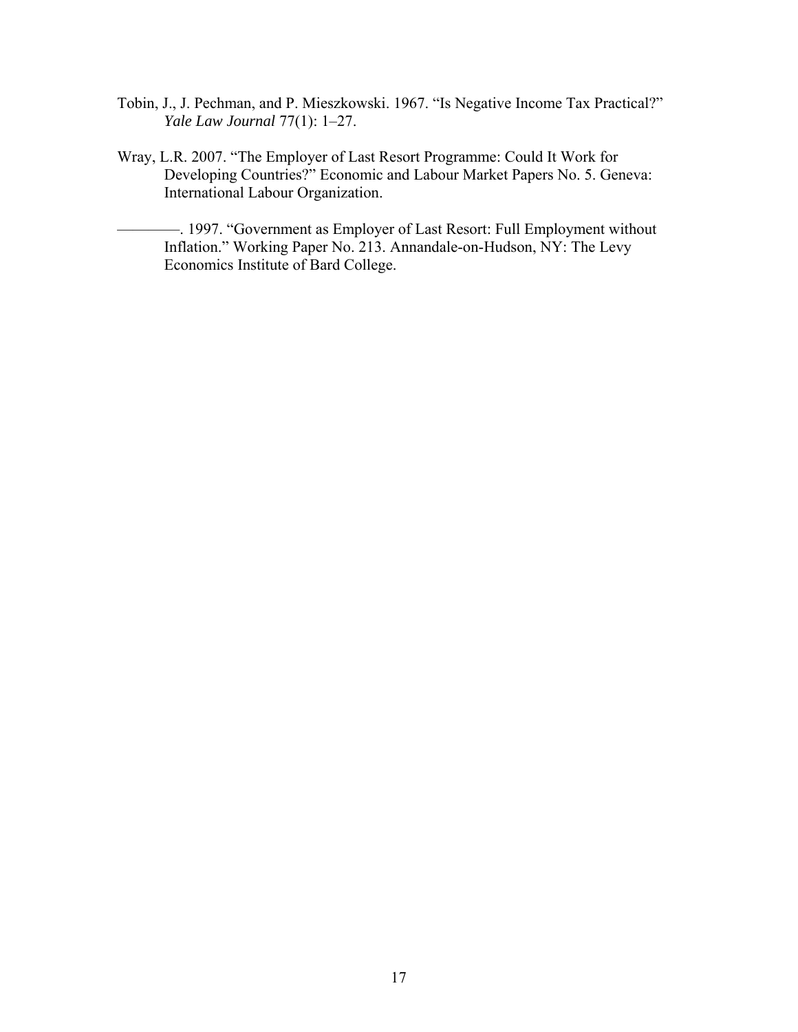Tobin, J., J. Pechman, and P. Mieszkowski. 1967. "Is Negative Income Tax Practical?" *Yale Law Journal* 77(1): 1–27.

Wray, L.R. 2007. "The Employer of Last Resort Programme: Could It Work for Developing Countries?" Economic and Labour Market Papers No. 5. Geneva: International Labour Organization.

————. 1997. "Government as Employer of Last Resort: Full Employment without Inflation." Working Paper No. 213. Annandale-on-Hudson, NY: The Levy Economics Institute of Bard College.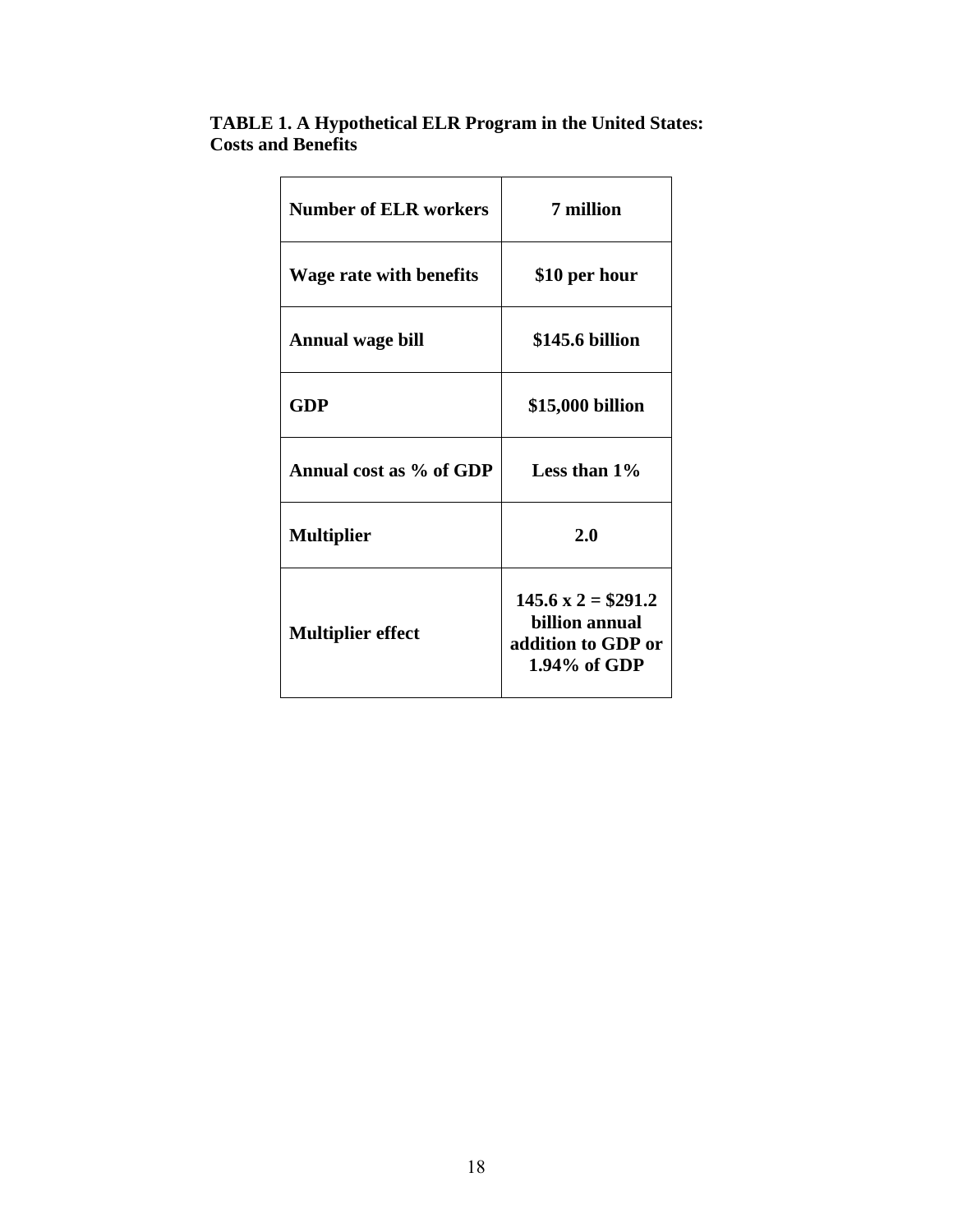**TABLE 1. A Hypothetical ELR Program in the United States: Costs and Benefits**

| **Number of ELR workers** | **7 million** |
|---|---|
| **Wage rate with benefits** | **\$10 per hour** |
| **Annual wage bill** | **\$145.6 billion** |
| **GDP** | **\$15,000 billion** |
| **Annual cost as % of GDP** | **Less than 1%** |
| **Multiplier** | **2.0** |
| **Multiplier effect** | **145.6 x 2 = \$291.2 billion annual addition to GDP or 1.94% of GDP** |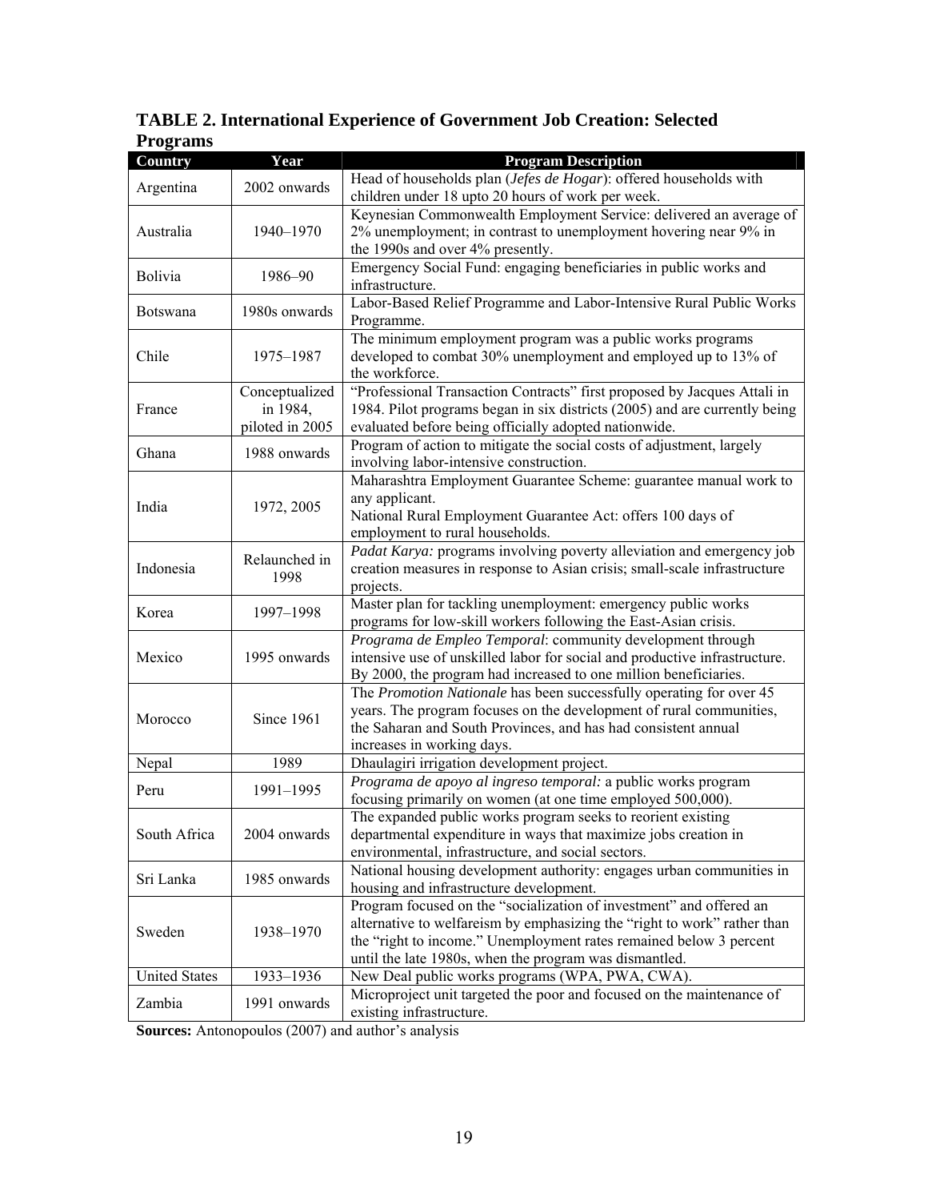**TABLE 2. International Experience of Government Job Creation: Selected Programs**

| Country | Year | Program Description |
|---|---|---|
| Argentina | 2002 onwards | Head of households plan (*Jefes de Hogar*): offered households with children under 18 upto 20 hours of work per week. |
| Australia | 1940–1970 | Keynesian Commonwealth Employment Service: delivered an average of 2% unemployment; in contrast to unemployment hovering near 9% in the 1990s and over 4% presently. |
| Bolivia | 1986–90 | Emergency Social Fund: engaging beneficiaries in public works and infrastructure. |
| Botswana | 1980s onwards | Labor-Based Relief Programme and Labor-Intensive Rural Public Works Programme. |
| Chile | 1975–1987 | The minimum employment program was a public works programs developed to combat 30% unemployment and employed up to 13% of the workforce. |
| France | Conceptualized in 1984, piloted in 2005 | "Professional Transaction Contracts" first proposed by Jacques Attali in 1984. Pilot programs began in six districts (2005) and are currently being evaluated before being officially adopted nationwide. |
| Ghana | 1988 onwards | Program of action to mitigate the social costs of adjustment, largely involving labor-intensive construction. |
| India | 1972, 2005 | Maharashtra Employment Guarantee Scheme: guarantee manual work to any applicant.<br>National Rural Employment Guarantee Act: offers 100 days of employment to rural households. |
| Indonesia | Relaunched in 1998 | *Padat Karya:* programs involving poverty alleviation and emergency job creation measures in response to Asian crisis; small-scale infrastructure projects. |
| Korea | 1997–1998 | Master plan for tackling unemployment: emergency public works programs for low-skill workers following the East-Asian crisis. |
| Mexico | 1995 onwards | *Programa de Empleo Temporal*: community development through intensive use of unskilled labor for social and productive infrastructure. By 2000, the program had increased to one million beneficiaries. |
| Morocco | Since 1961 | The *Promotion Nationale* has been successfully operating for over 45 years. The program focuses on the development of rural communities, the Saharan and South Provinces, and has had consistent annual increases in working days. |
| Nepal | 1989 | Dhaulagiri irrigation development project. |
| Peru | 1991–1995 | *Programa de apoyo al ingreso temporal:* a public works program focusing primarily on women (at one time employed 500,000). |
| South Africa | 2004 onwards | The expanded public works program seeks to reorient existing departmental expenditure in ways that maximize jobs creation in environmental, infrastructure, and social sectors. |
| Sri Lanka | 1985 onwards | National housing development authority: engages urban communities in housing and infrastructure development. |
| Sweden | 1938–1970 | Program focused on the "socialization of investment" and offered an alternative to welfareism by emphasizing the "right to work" rather than the "right to income." Unemployment rates remained below 3 percent until the late 1980s, when the program was dismantled. |
| United States | 1933–1936 | New Deal public works programs (WPA, PWA, CWA). |
| Zambia | 1991 onwards | Microproject unit targeted the poor and focused on the maintenance of existing infrastructure. |

**Sources:** Antonopoulos (2007) and author's analysis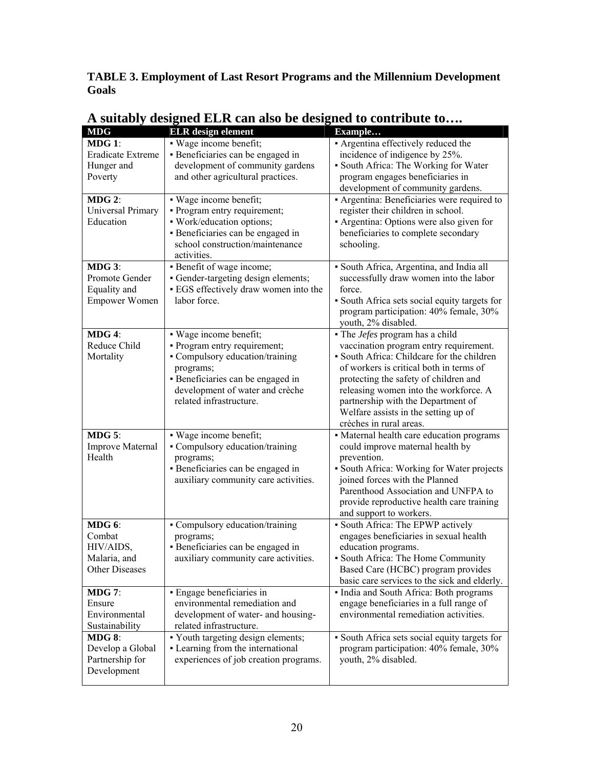**TABLE 3. Employment of Last Resort Programs and the Millennium Development Goals**

# A suitably designed ELR can also be designed to contribute to….

| MDG | ELR design element | Example… |
|---|---|---|
| **MDG 1**: Eradicate Extreme Hunger and Poverty | ▪ Wage income benefit;<br>▪ Beneficiaries can be engaged in development of community gardens and other agricultural practices. | ▪ Argentina effectively reduced the incidence of indigence by 25%.<br>▪ South Africa: The Working for Water program engages beneficiaries in development of community gardens. |
| **MDG 2**: Universal Primary Education | ▪ Wage income benefit;<br>▪ Program entry requirement;<br>▪ Work/education options;<br>▪ Beneficiaries can be engaged in school construction/maintenance activities. | ▪ Argentina: Beneficiaries were required to register their children in school.<br>▪ Argentina: Options were also given for beneficiaries to complete secondary schooling. |
| **MDG 3**: Promote Gender Equality and Empower Women | ▪ Benefit of wage income;<br>▪ Gender-targeting design elements;<br>▪ EGS effectively draw women into the labor force. | ▪ South Africa, Argentina, and India all successfully draw women into the labor force.<br>▪ South Africa sets social equity targets for program participation: 40% female, 30% youth, 2% disabled. |
| **MDG 4**: Reduce Child Mortality | ▪ Wage income benefit;<br>▪ Program entry requirement;<br>▪ Compulsory education/training programs;<br>▪ Beneficiaries can be engaged in development of water and crèche related infrastructure. | ▪ The *Jefes* program has a child vaccination program entry requirement.<br>▪ South Africa: Childcare for the children of workers is critical both in terms of protecting the safety of children and releasing women into the workforce. A partnership with the Department of Welfare assists in the setting up of crèches in rural areas. |
| **MDG 5**: Improve Maternal Health | ▪ Wage income benefit;<br>▪ Compulsory education/training programs;<br>▪ Beneficiaries can be engaged in auxiliary community care activities. | ▪ Maternal health care education programs could improve maternal health by prevention.<br>▪ South Africa: Working for Water projects joined forces with the Planned Parenthood Association and UNFPA to provide reproductive health care training and support to workers. |
| **MDG 6**: Combat HIV/AIDS, Malaria, and Other Diseases | ▪ Compulsory education/training programs;<br>▪ Beneficiaries can be engaged in auxiliary community care activities. | ▪ South Africa: The EPWP actively engages beneficiaries in sexual health education programs.<br>▪ South Africa: The Home Community Based Care (HCBC) program provides basic care services to the sick and elderly. |
| **MDG 7**: Ensure Environmental Sustainability | ▪ Engage beneficiaries in environmental remediation and development of water- and housing-related infrastructure. | ▪ India and South Africa: Both programs engage beneficiaries in a full range of environmental remediation activities. |
| **MDG 8**: Develop a Global Partnership for Development | ▪ Youth targeting design elements;<br>▪ Learning from the international experiences of job creation programs. | ▪ South Africa sets social equity targets for program participation: 40% female, 30% youth, 2% disabled. |